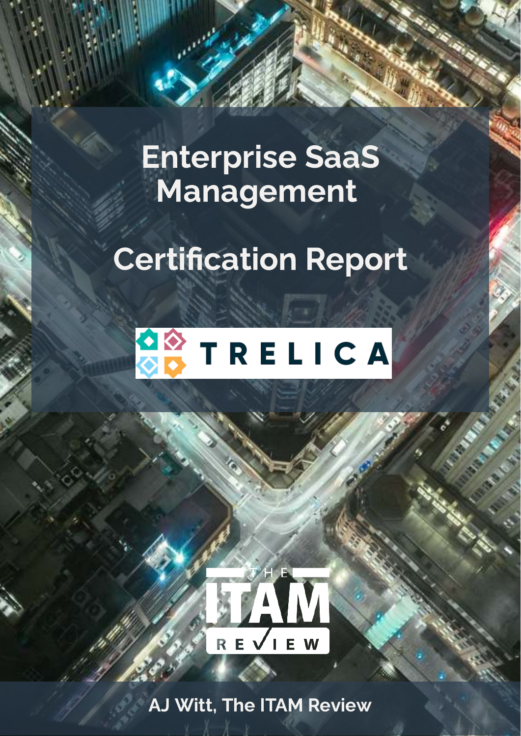# Enterprise SaaS Management

# Certification Report

TRELICA

THE ITAM REVIEW

AJ Witt, The ITAM Review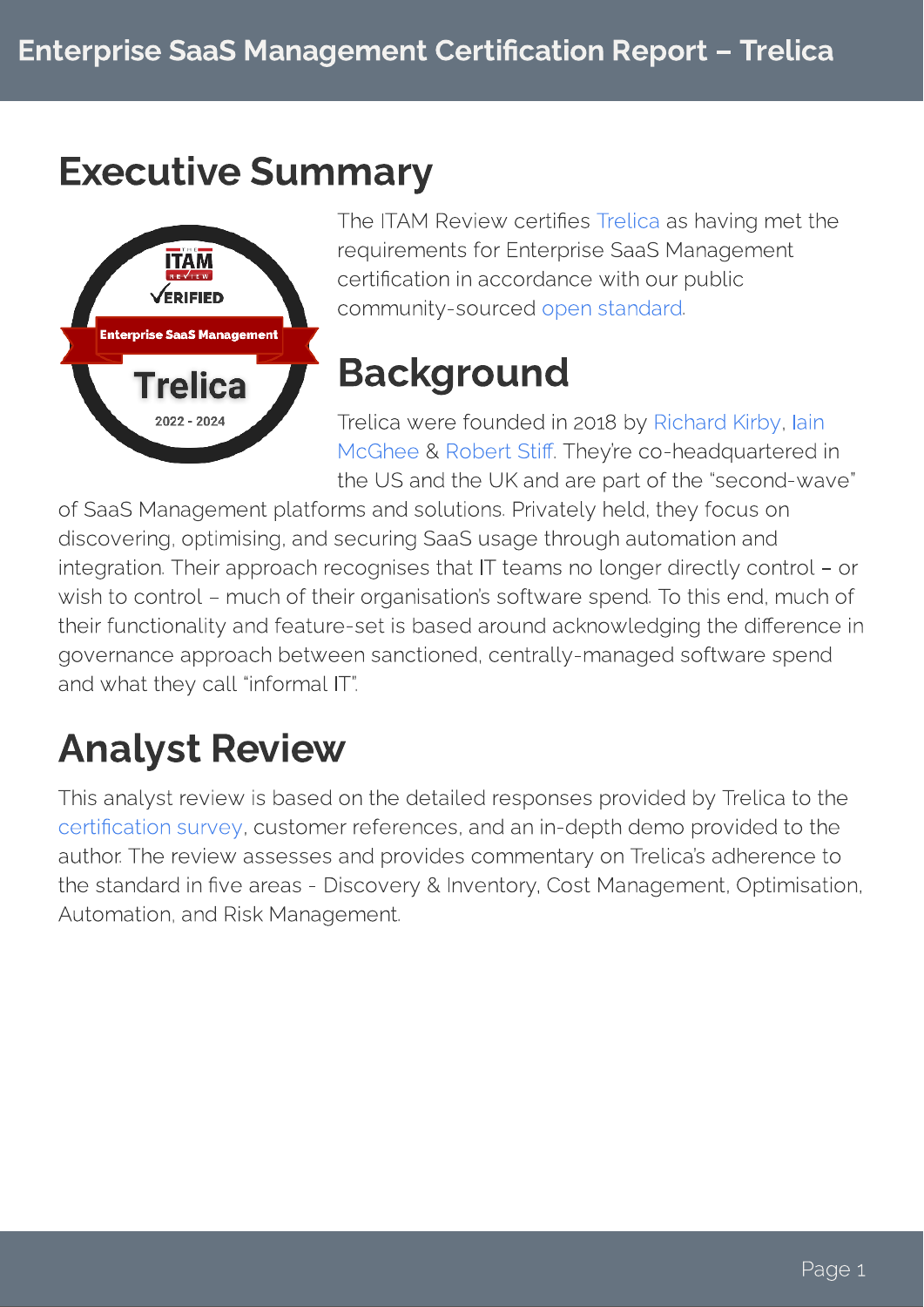# Executive Summary

The ITAM Review certifies Trelica as having met the requirements for Enterprise SaaS Management certification in accordance with our public community-sourced open standard.

# Background

Trelica were founded in 2018 by Richard Kirby, Iain McGhee & Robert Stiff. They're co-headquartered in the US and the UK and are part of the "second-wave" of SaaS Management platforms and solutions. Privately held, they focus on discovering, optimising, and securing SaaS usage through automation and integration. Their approach recognises that IT teams no longer directly control – or wish to control – much of their organisation's software spend. To this end, much of their functionality and feature-set is based around acknowledging the difference in governance approach between sanctioned, centrally-managed software spend and what they call "informal IT".

# Analyst Review

This analyst review is based on the detailed responses provided by Trelica to the certification survey, customer references, and an in-depth demo provided to the author. The review assesses and provides commentary on Trelica's adherence to the standard in five areas - Discovery & Inventory, Cost Management, Optimisation, Automation, and Risk Management.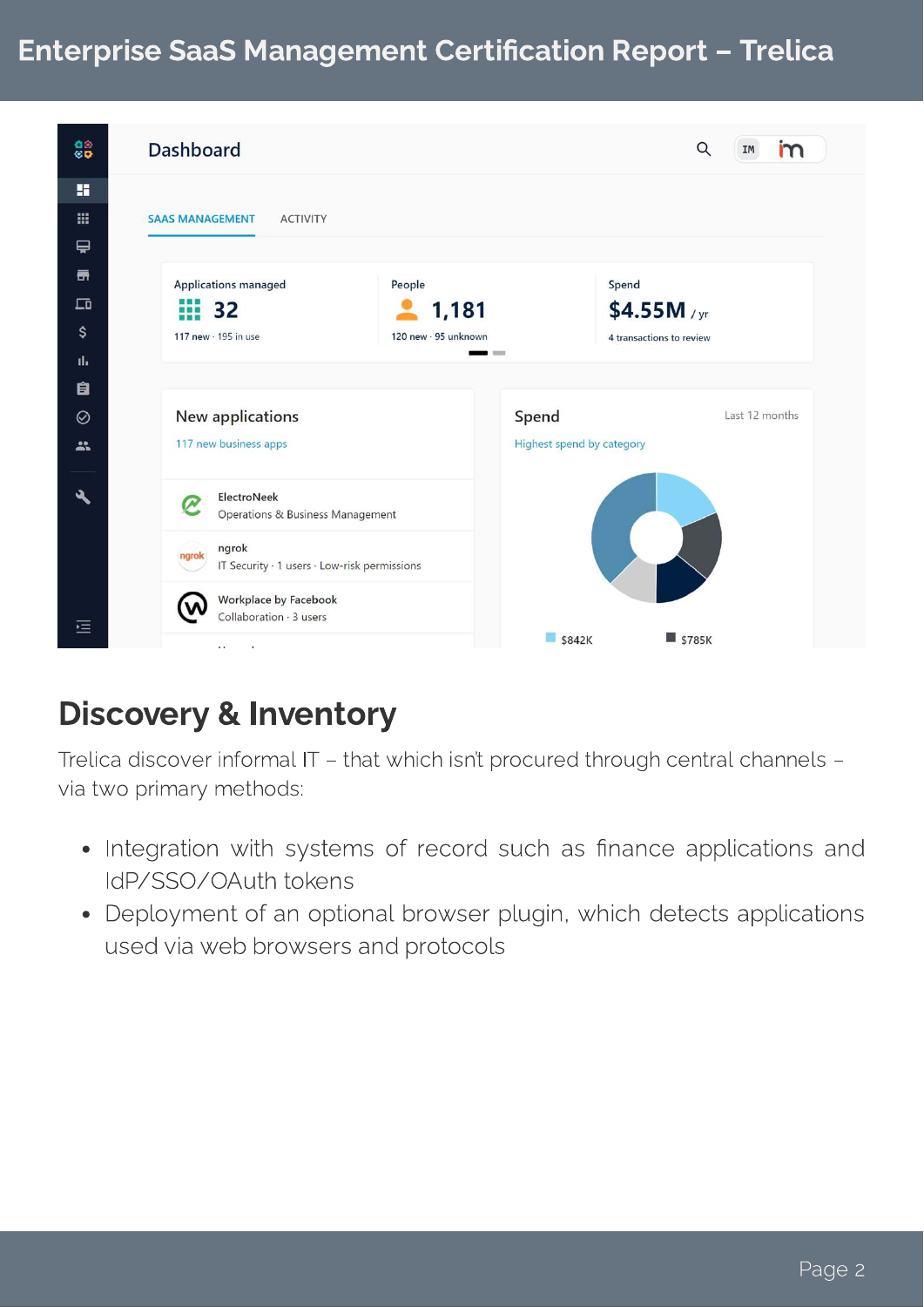## Discovery & Inventory

Trelica discover informal IT – that which isn't procured through central channels – via two primary methods:

- Integration with systems of record such as finance applications and IdP/SSO/OAuth tokens
- Deployment of an optional browser plugin, which detects applications used via web browsers and protocols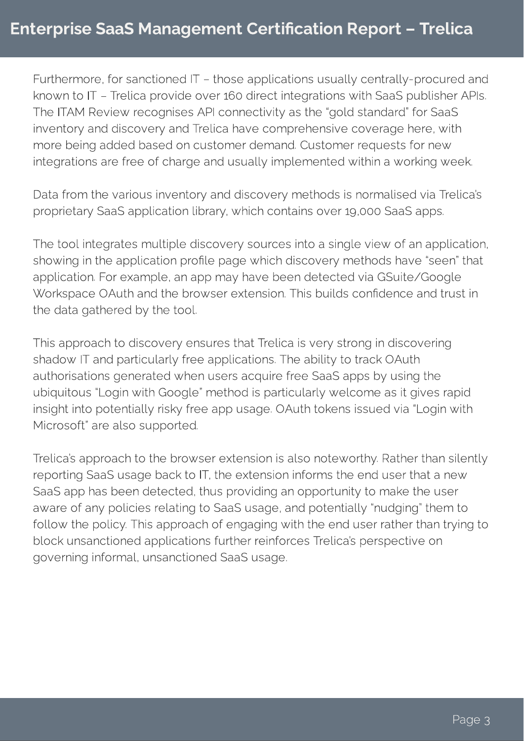Furthermore, for sanctioned IT – those applications usually centrally-procured and known to IT – Trelica provide over 160 direct integrations with SaaS publisher APIs. The ITAM Review recognises API connectivity as the "gold standard" for SaaS inventory and discovery and Trelica have comprehensive coverage here, with more being added based on customer demand. Customer requests for new integrations are free of charge and usually implemented within a working week.

Data from the various inventory and discovery methods is normalised via Trelica's proprietary SaaS application library, which contains over 19,000 SaaS apps.

The tool integrates multiple discovery sources into a single view of an application, showing in the application profile page which discovery methods have "seen" that application. For example, an app may have been detected via GSuite/Google Workspace OAuth and the browser extension. This builds confidence and trust in the data gathered by the tool.

This approach to discovery ensures that Trelica is very strong in discovering shadow IT and particularly free applications. The ability to track OAuth authorisations generated when users acquire free SaaS apps by using the ubiquitous "Login with Google" method is particularly welcome as it gives rapid insight into potentially risky free app usage. OAuth tokens issued via "Login with Microsoft" are also supported.

Trelica's approach to the browser extension is also noteworthy. Rather than silently reporting SaaS usage back to IT, the extension informs the end user that a new SaaS app has been detected, thus providing an opportunity to make the user aware of any policies relating to SaaS usage, and potentially "nudging" them to follow the policy. This approach of engaging with the end user rather than trying to block unsanctioned applications further reinforces Trelica's perspective on governing informal, unsanctioned SaaS usage.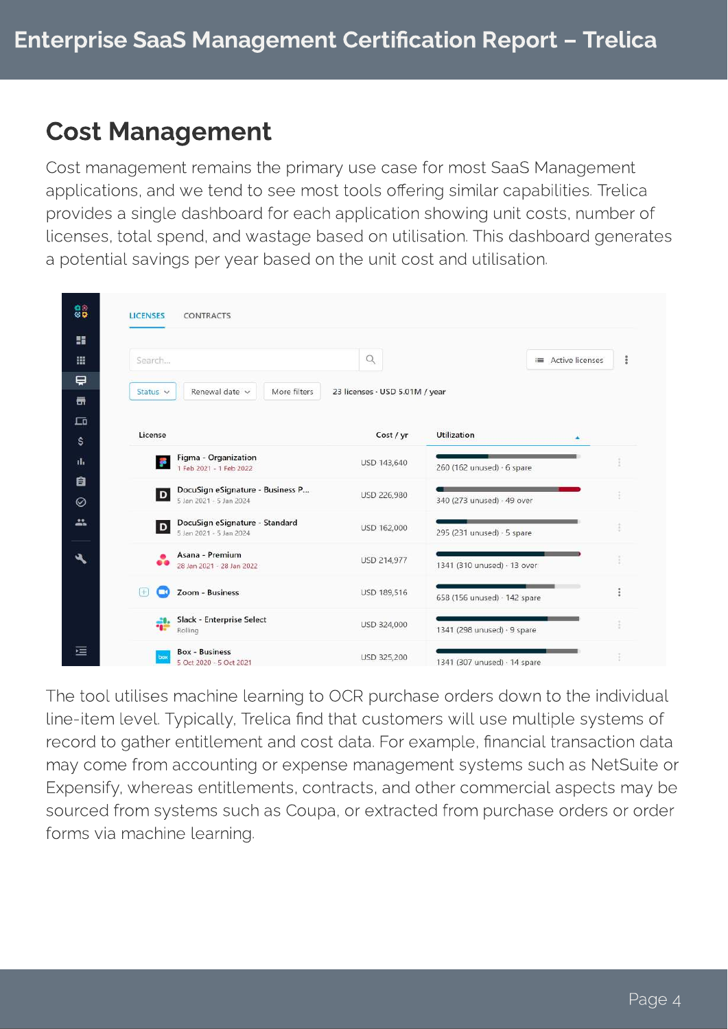## Cost Management

Cost management remains the primary use case for most SaaS Management applications, and we tend to see most tools offering similar capabilities. Trelica provides a single dashboard for each application showing unit costs, number of licenses, total spend, and wastage based on utilisation. This dashboard generates a potential savings per year based on the unit cost and utilisation.

The tool utilises machine learning to OCR purchase orders down to the individual line-item level. Typically, Trelica find that customers will use multiple systems of record to gather entitlement and cost data. For example, financial transaction data may come from accounting or expense management systems such as NetSuite or Expensify, whereas entitlements, contracts, and other commercial aspects may be sourced from systems such as Coupa, or extracted from purchase orders or order forms via machine learning.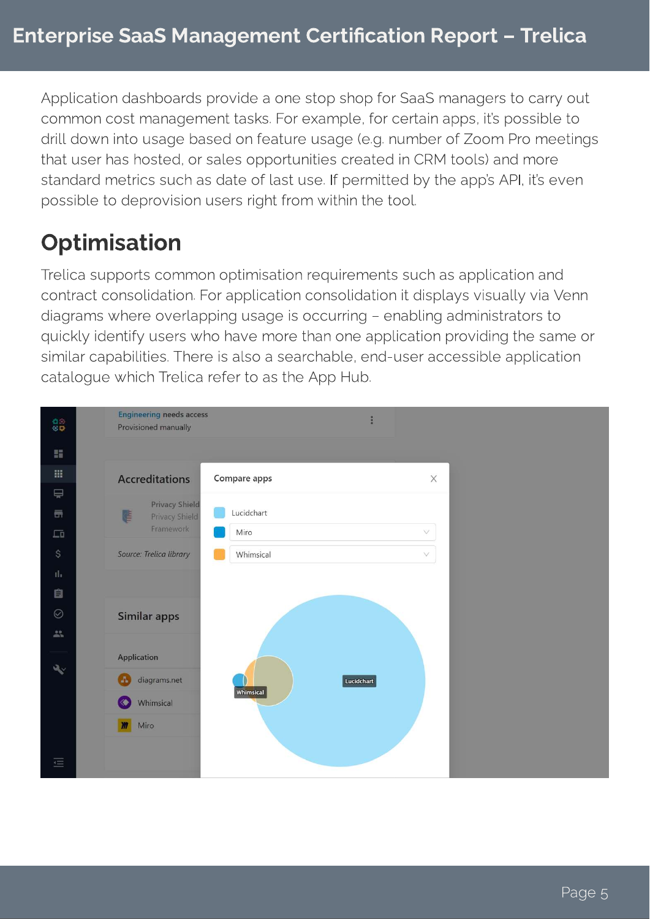Application dashboards provide a one stop shop for SaaS managers to carry out common cost management tasks. For example, for certain apps, it's possible to drill down into usage based on feature usage (e.g. number of Zoom Pro meetings that user has hosted, or sales opportunities created in CRM tools) and more standard metrics such as date of last use. If permitted by the app's API, it's even possible to deprovision users right from within the tool.

## Optimisation

Trelica supports common optimisation requirements such as application and contract consolidation. For application consolidation it displays visually via Venn diagrams where overlapping usage is occurring – enabling administrators to quickly identify users who have more than one application providing the same or similar capabilities. There is also a searchable, end-user accessible application catalogue which Trelica refer to as the App Hub.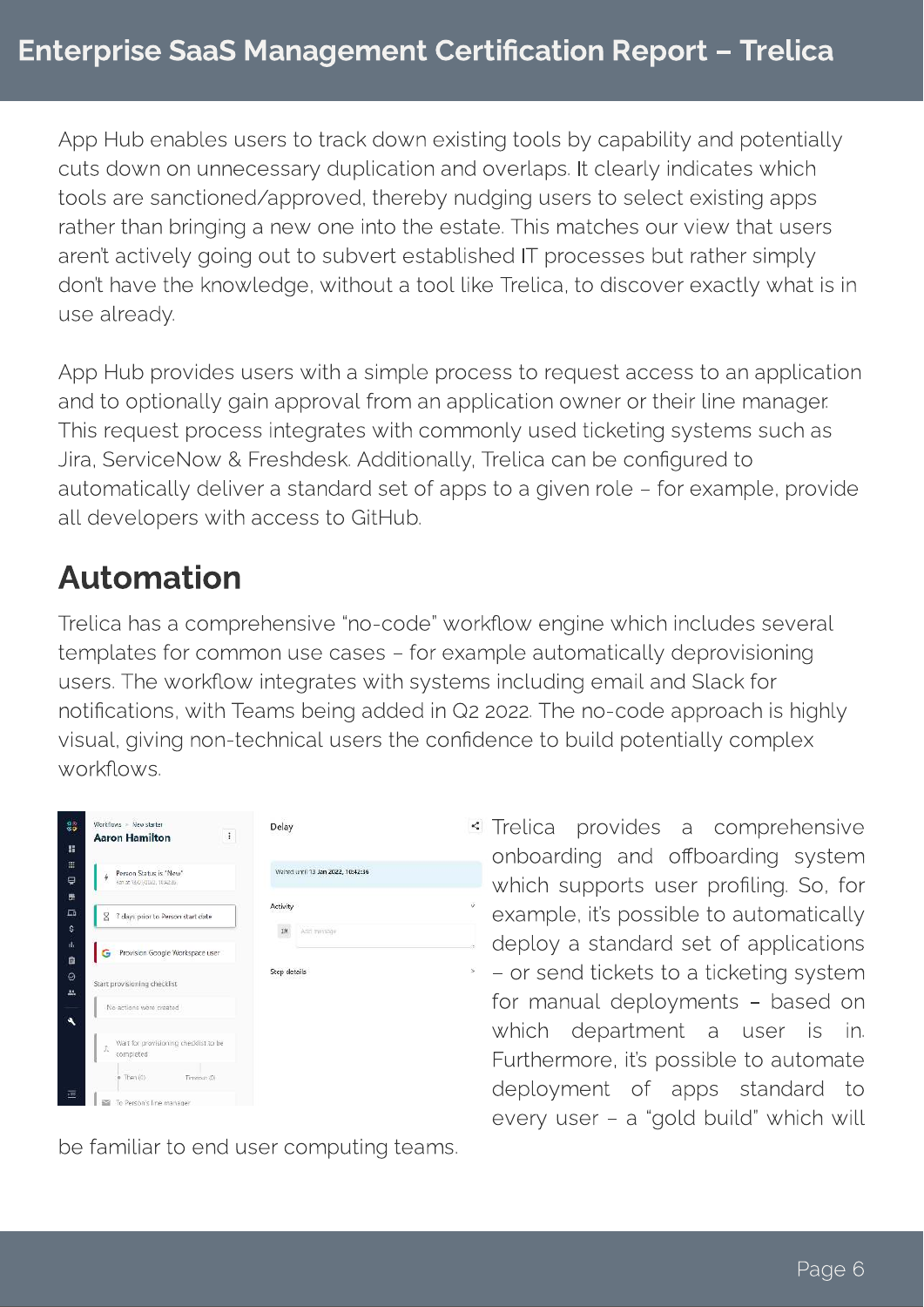App Hub enables users to track down existing tools by capability and potentially cuts down on unnecessary duplication and overlaps. It clearly indicates which tools are sanctioned/approved, thereby nudging users to select existing apps rather than bringing a new one into the estate. This matches our view that users aren't actively going out to subvert established IT processes but rather simply don't have the knowledge, without a tool like Trelica, to discover exactly what is in use already.

App Hub provides users with a simple process to request access to an application and to optionally gain approval from an application owner or their line manager. This request process integrates with commonly used ticketing systems such as Jira, ServiceNow & Freshdesk. Additionally, Trelica can be configured to automatically deliver a standard set of apps to a given role – for example, provide all developers with access to GitHub.

## Automation

Trelica has a comprehensive "no-code" workflow engine which includes several templates for common use cases – for example automatically deprovisioning users. The workflow integrates with systems including email and Slack for notifications, with Teams being added in Q2 2022. The no-code approach is highly visual, giving non-technical users the confidence to build potentially complex workflows.

Trelica provides a comprehensive onboarding and offboarding system which supports user profiling. So, for example, it's possible to automatically deploy a standard set of applications – or send tickets to a ticketing system for manual deployments – based on which department a user is in. Furthermore, it's possible to automate deployment of apps standard to every user – a "gold build" which will be familiar to end user computing teams.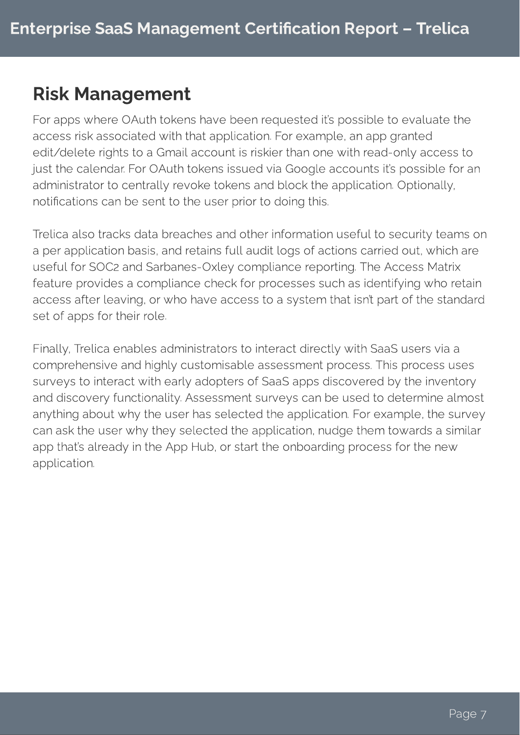## Risk Management

For apps where OAuth tokens have been requested it's possible to evaluate the access risk associated with that application. For example, an app granted edit/delete rights to a Gmail account is riskier than one with read-only access to just the calendar. For OAuth tokens issued via Google accounts it's possible for an administrator to centrally revoke tokens and block the application. Optionally, notifications can be sent to the user prior to doing this.

Trelica also tracks data breaches and other information useful to security teams on a per application basis, and retains full audit logs of actions carried out, which are useful for SOC2 and Sarbanes-Oxley compliance reporting. The Access Matrix feature provides a compliance check for processes such as identifying who retain access after leaving, or who have access to a system that isn't part of the standard set of apps for their role.

Finally, Trelica enables administrators to interact directly with SaaS users via a comprehensive and highly customisable assessment process. This process uses surveys to interact with early adopters of SaaS apps discovered by the inventory and discovery functionality. Assessment surveys can be used to determine almost anything about why the user has selected the application. For example, the survey can ask the user why they selected the application, nudge them towards a similar app that's already in the App Hub, or start the onboarding process for the new application.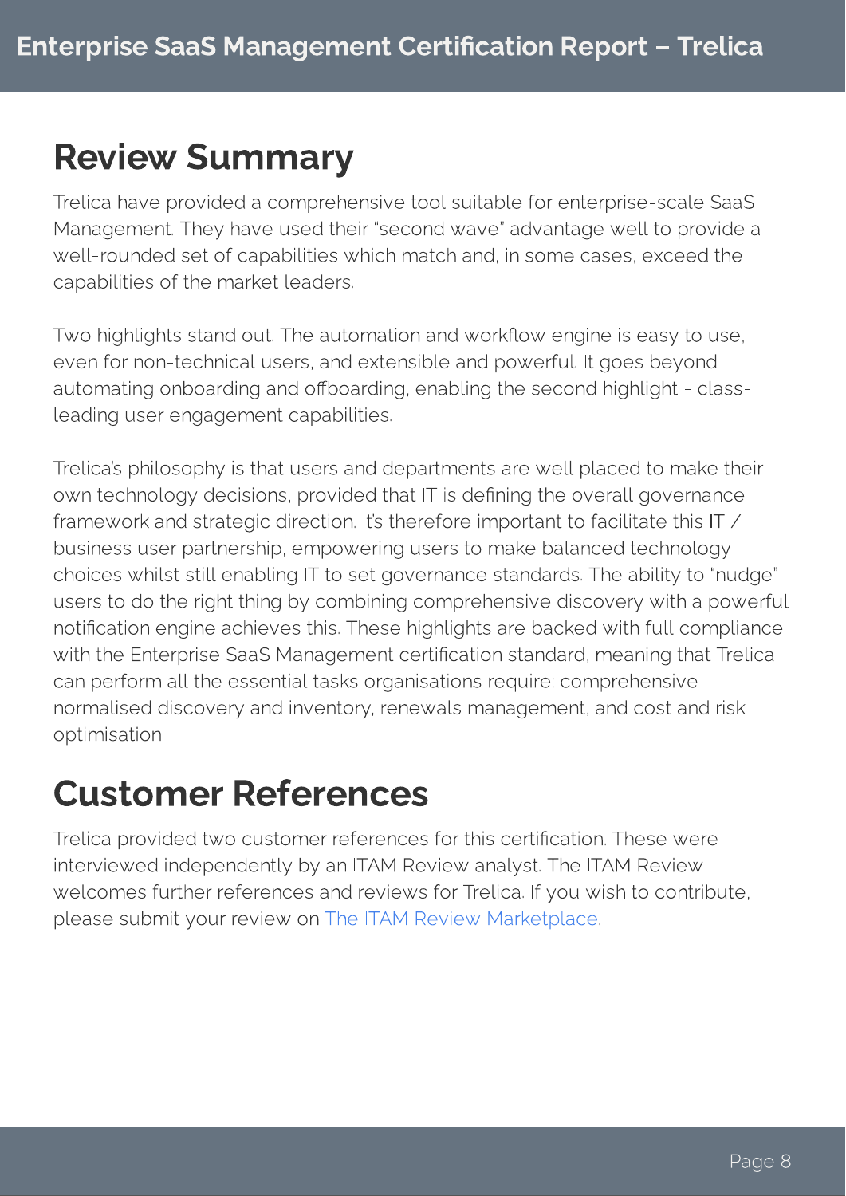## Review Summary

Trelica have provided a comprehensive tool suitable for enterprise-scale SaaS Management. They have used their "second wave" advantage well to provide a well-rounded set of capabilities which match and, in some cases, exceed the capabilities of the market leaders.

Two highlights stand out. The automation and workflow engine is easy to use, even for non-technical users, and extensible and powerful. It goes beyond automating onboarding and offboarding, enabling the second highlight - class-leading user engagement capabilities.

Trelica's philosophy is that users and departments are well placed to make their own technology decisions, provided that IT is defining the overall governance framework and strategic direction. It's therefore important to facilitate this IT / business user partnership, empowering users to make balanced technology choices whilst still enabling IT to set governance standards. The ability to "nudge" users to do the right thing by combining comprehensive discovery with a powerful notification engine achieves this. These highlights are backed with full compliance with the Enterprise SaaS Management certification standard, meaning that Trelica can perform all the essential tasks organisations require: comprehensive normalised discovery and inventory, renewals management, and cost and risk optimisation

## Customer References

Trelica provided two customer references for this certification. These were interviewed independently by an ITAM Review analyst. The ITAM Review welcomes further references and reviews for Trelica. If you wish to contribute, please submit your review on The ITAM Review Marketplace.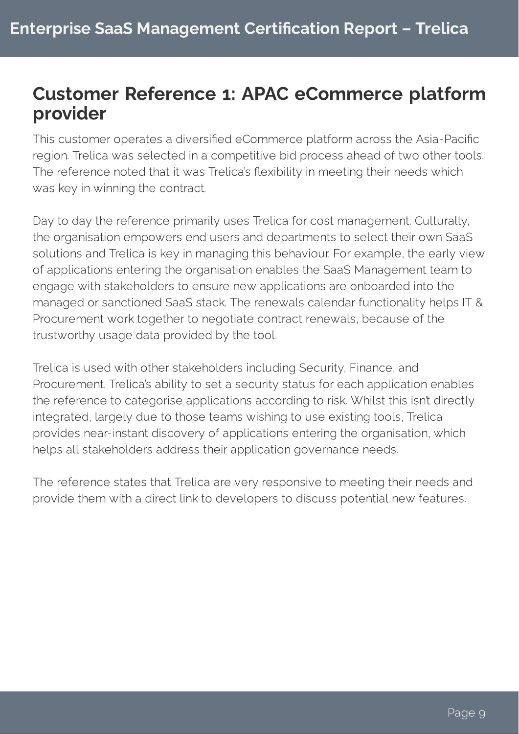## Customer Reference 1: APAC eCommerce platform provider

This customer operates a diversified eCommerce platform across the Asia-Pacific region. Trelica was selected in a competitive bid process ahead of two other tools. The reference noted that it was Trelica's flexibility in meeting their needs which was key in winning the contract.

Day to day the reference primarily uses Trelica for cost management. Culturally, the organisation empowers end users and departments to select their own SaaS solutions and Trelica is key in managing this behaviour. For example, the early view of applications entering the organisation enables the SaaS Management team to engage with stakeholders to ensure new applications are onboarded into the managed or sanctioned SaaS stack. The renewals calendar functionality helps IT & Procurement work together to negotiate contract renewals, because of the trustworthy usage data provided by the tool.

Trelica is used with other stakeholders including Security, Finance, and Procurement. Trelica's ability to set a security status for each application enables the reference to categorise applications according to risk. Whilst this isn't directly integrated, largely due to those teams wishing to use existing tools, Trelica provides near-instant discovery of applications entering the organisation, which helps all stakeholders address their application governance needs.

The reference states that Trelica are very responsive to meeting their needs and provide them with a direct link to developers to discuss potential new features.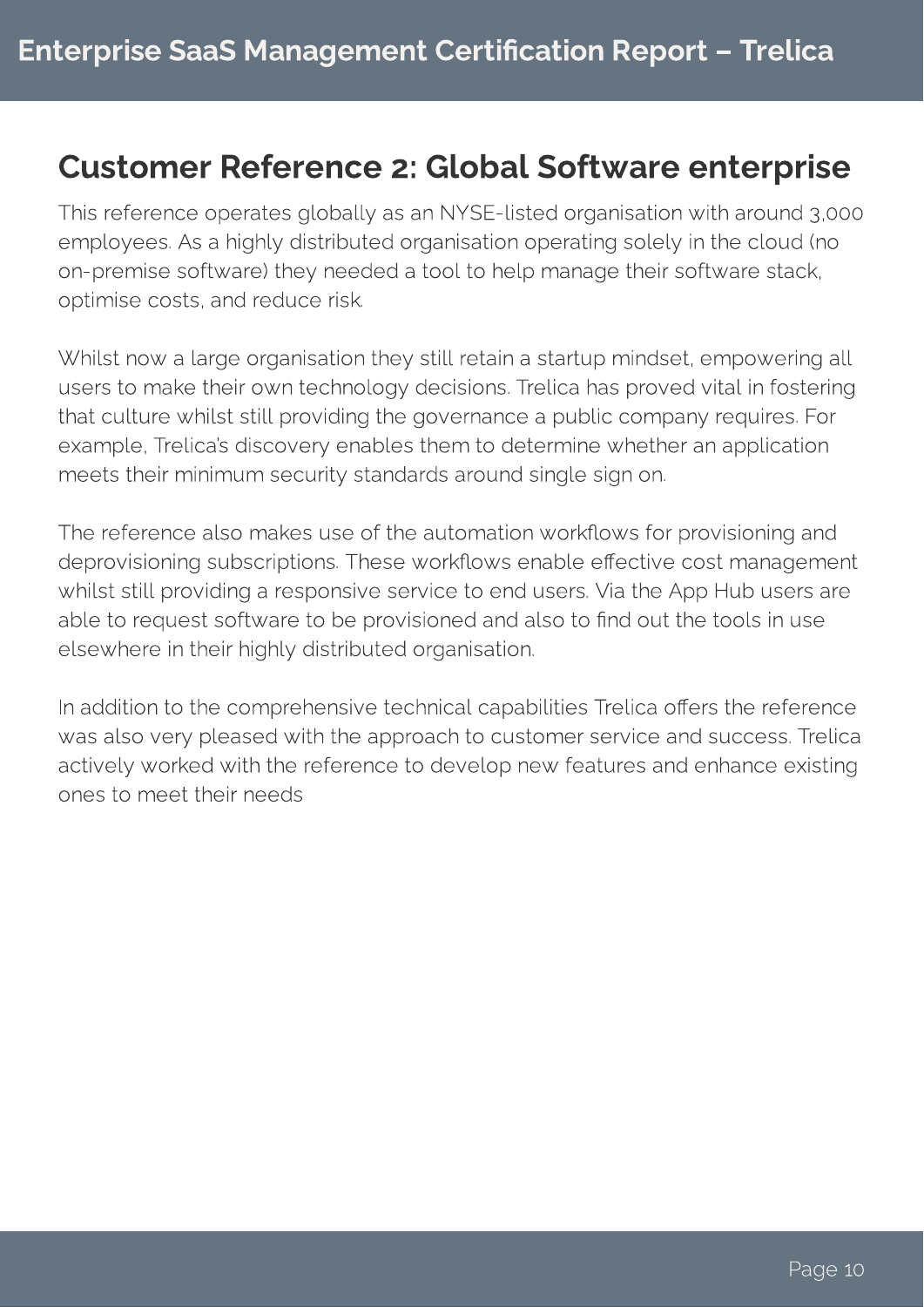## Customer Reference 2: Global Software enterprise

This reference operates globally as an NYSE-listed organisation with around 3,000 employees. As a highly distributed organisation operating solely in the cloud (no on-premise software) they needed a tool to help manage their software stack, optimise costs, and reduce risk.

Whilst now a large organisation they still retain a startup mindset, empowering all users to make their own technology decisions. Trelica has proved vital in fostering that culture whilst still providing the governance a public company requires. For example, Trelica's discovery enables them to determine whether an application meets their minimum security standards around single sign on.

The reference also makes use of the automation workflows for provisioning and deprovisioning subscriptions. These workflows enable effective cost management whilst still providing a responsive service to end users. Via the App Hub users are able to request software to be provisioned and also to find out the tools in use elsewhere in their highly distributed organisation.

In addition to the comprehensive technical capabilities Trelica offers the reference was also very pleased with the approach to customer service and success. Trelica actively worked with the reference to develop new features and enhance existing ones to meet their needs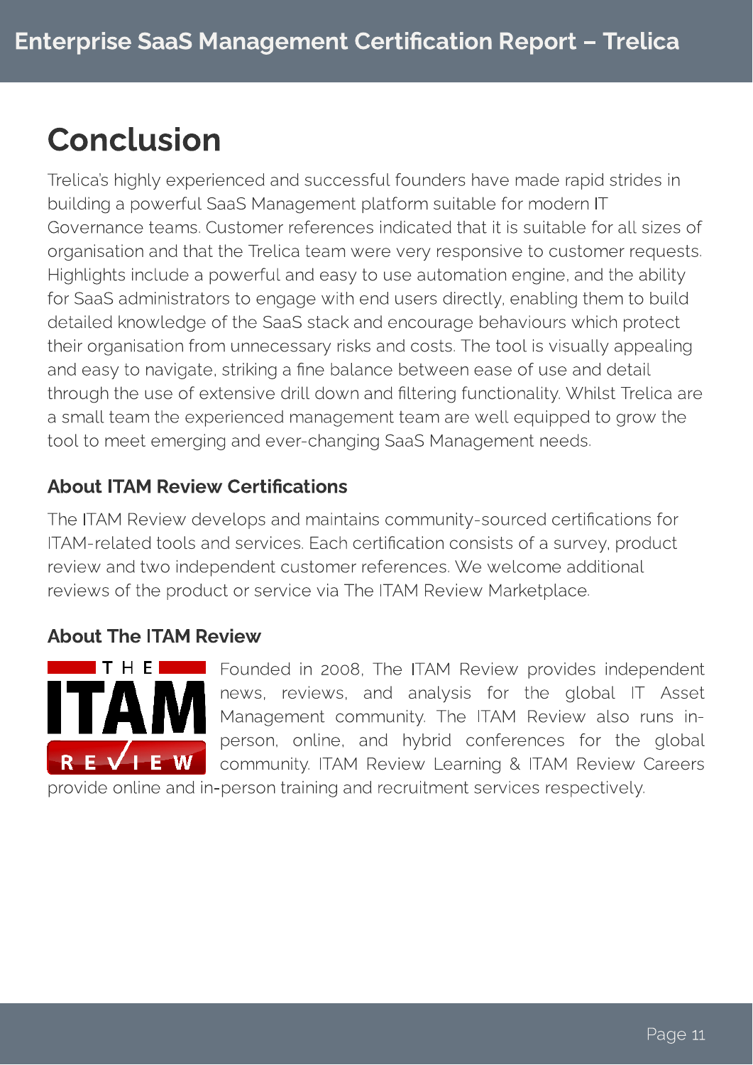# Conclusion

Trelica's highly experienced and successful founders have made rapid strides in building a powerful SaaS Management platform suitable for modern IT Governance teams. Customer references indicated that it is suitable for all sizes of organisation and that the Trelica team were very responsive to customer requests. Highlights include a powerful and easy to use automation engine, and the ability for SaaS administrators to engage with end users directly, enabling them to build detailed knowledge of the SaaS stack and encourage behaviours which protect their organisation from unnecessary risks and costs. The tool is visually appealing and easy to navigate, striking a fine balance between ease of use and detail through the use of extensive drill down and filtering functionality. Whilst Trelica are a small team the experienced management team are well equipped to grow the tool to meet emerging and ever-changing SaaS Management needs.

### About ITAM Review Certifications

The ITAM Review develops and maintains community-sourced certifications for ITAM-related tools and services. Each certification consists of a survey, product review and two independent customer references. We welcome additional reviews of the product or service via The ITAM Review Marketplace.

### About The ITAM Review

Founded in 2008, The ITAM Review provides independent news, reviews, and analysis for the global IT Asset Management community. The ITAM Review also runs in-person, online, and hybrid conferences for the global community. ITAM Review Learning & ITAM Review Careers provide online and in-person training and recruitment services respectively.